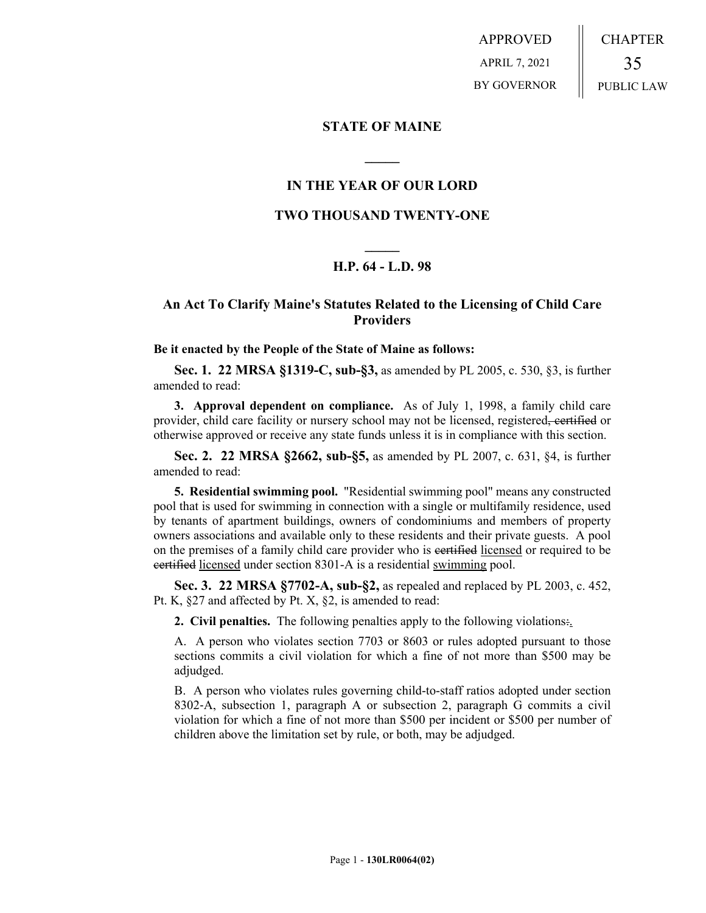APPROVED
APRIL 7, 2021
BY GOVERNOR

CHAPTER
35
PUBLIC LAW

# STATE OF MAINE

## IN THE YEAR OF OUR LORD

## TWO THOUSAND TWENTY-ONE

## H.P. 64 - L.D. 98

### An Act To Clarify Maine's Statutes Related to the Licensing of Child Care Providers

**Be it enacted by the People of the State of Maine as follows:**

**Sec. 1. 22 MRSA §1319-C, sub-§3,** as amended by PL 2005, c. 530, §3, is further amended to read:

**3. Approval dependent on compliance.** As of July 1, 1998, a family child care provider, child care facility or nursery school may not be licensed, registered~~, certified~~ or otherwise approved or receive any state funds unless it is in compliance with this section.

**Sec. 2. 22 MRSA §2662, sub-§5,** as amended by PL 2007, c. 631, §4, is further amended to read:

**5. Residential swimming pool.** "Residential swimming pool" means any constructed pool that is used for swimming in connection with a single or multifamily residence, used by tenants of apartment buildings, owners of condominiums and members of property owners associations and available only to these residents and their private guests. A pool on the premises of a family child care provider who is ~~certified~~ <u>licensed</u> or required to be ~~certified~~ <u>licensed</u> under section 8301-A is a residential <u>swimming</u> pool.

**Sec. 3. 22 MRSA §7702-A, sub-§2,** as repealed and replaced by PL 2003, c. 452, Pt. K, §27 and affected by Pt. X, §2, is amended to read:

**2. Civil penalties.** The following penalties apply to the following violations~~:~~<u>.</u>

A. A person who violates section 7703 or 8603 or rules adopted pursuant to those sections commits a civil violation for which a fine of not more than $500 may be adjudged.

B. A person who violates rules governing child-to-staff ratios adopted under section 8302-A, subsection 1, paragraph A or subsection 2, paragraph G commits a civil violation for which a fine of not more than $500 per incident or $500 per number of children above the limitation set by rule, or both, may be adjudged.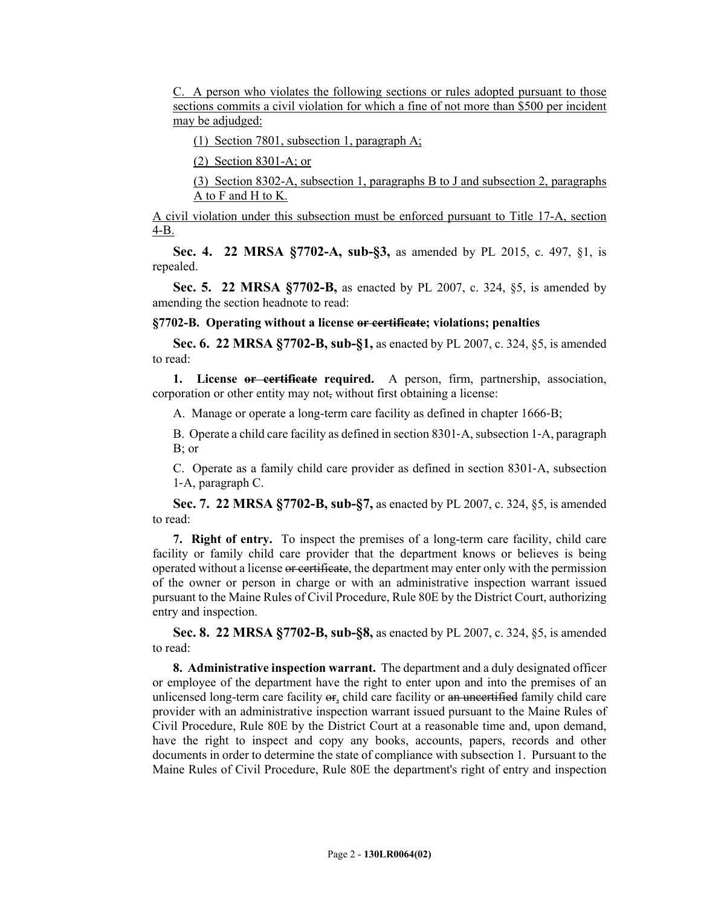C. A person who violates the following sections or rules adopted pursuant to those sections commits a civil violation for which a fine of not more than $500 per incident may be adjudged:

(1) Section 7801, subsection 1, paragraph A;

(2) Section 8301-A; or

(3) Section 8302-A, subsection 1, paragraphs B to J and subsection 2, paragraphs A to F and H to K.

A civil violation under this subsection must be enforced pursuant to Title 17-A, section 4-B.

**Sec. 4. 22 MRSA §7702-A, sub-§3,** as amended by PL 2015, c. 497, §1, is repealed.

**Sec. 5. 22 MRSA §7702-B,** as enacted by PL 2007, c. 324, §5, is amended by amending the section headnote to read:

**§7702-B. Operating without a license ~~or certificate~~; violations; penalties**

**Sec. 6. 22 MRSA §7702-B, sub-§1,** as enacted by PL 2007, c. 324, §5, is amended to read:

**1. License ~~or certificate~~ required.** A person, firm, partnership, association, corporation or other entity may not~~,~~ without first obtaining a license:

A. Manage or operate a long-term care facility as defined in chapter 1666-B;

B. Operate a child care facility as defined in section 8301-A, subsection 1-A, paragraph B; or

C. Operate as a family child care provider as defined in section 8301-A, subsection 1-A, paragraph C.

**Sec. 7. 22 MRSA §7702-B, sub-§7,** as enacted by PL 2007, c. 324, §5, is amended to read:

**7. Right of entry.** To inspect the premises of a long-term care facility, child care facility or family child care provider that the department knows or believes is being operated without a license ~~or certificate~~, the department may enter only with the permission of the owner or person in charge or with an administrative inspection warrant issued pursuant to the Maine Rules of Civil Procedure, Rule 80E by the District Court, authorizing entry and inspection.

**Sec. 8. 22 MRSA §7702-B, sub-§8,** as enacted by PL 2007, c. 324, §5, is amended to read:

**8. Administrative inspection warrant.** The department and a duly designated officer or employee of the department have the right to enter upon and into the premises of an unlicensed long-term care facility ~~or~~, child care facility or ~~an uncertified~~ family child care provider with an administrative inspection warrant issued pursuant to the Maine Rules of Civil Procedure, Rule 80E by the District Court at a reasonable time and, upon demand, have the right to inspect and copy any books, accounts, papers, records and other documents in order to determine the state of compliance with subsection 1. Pursuant to the Maine Rules of Civil Procedure, Rule 80E the department's right of entry and inspection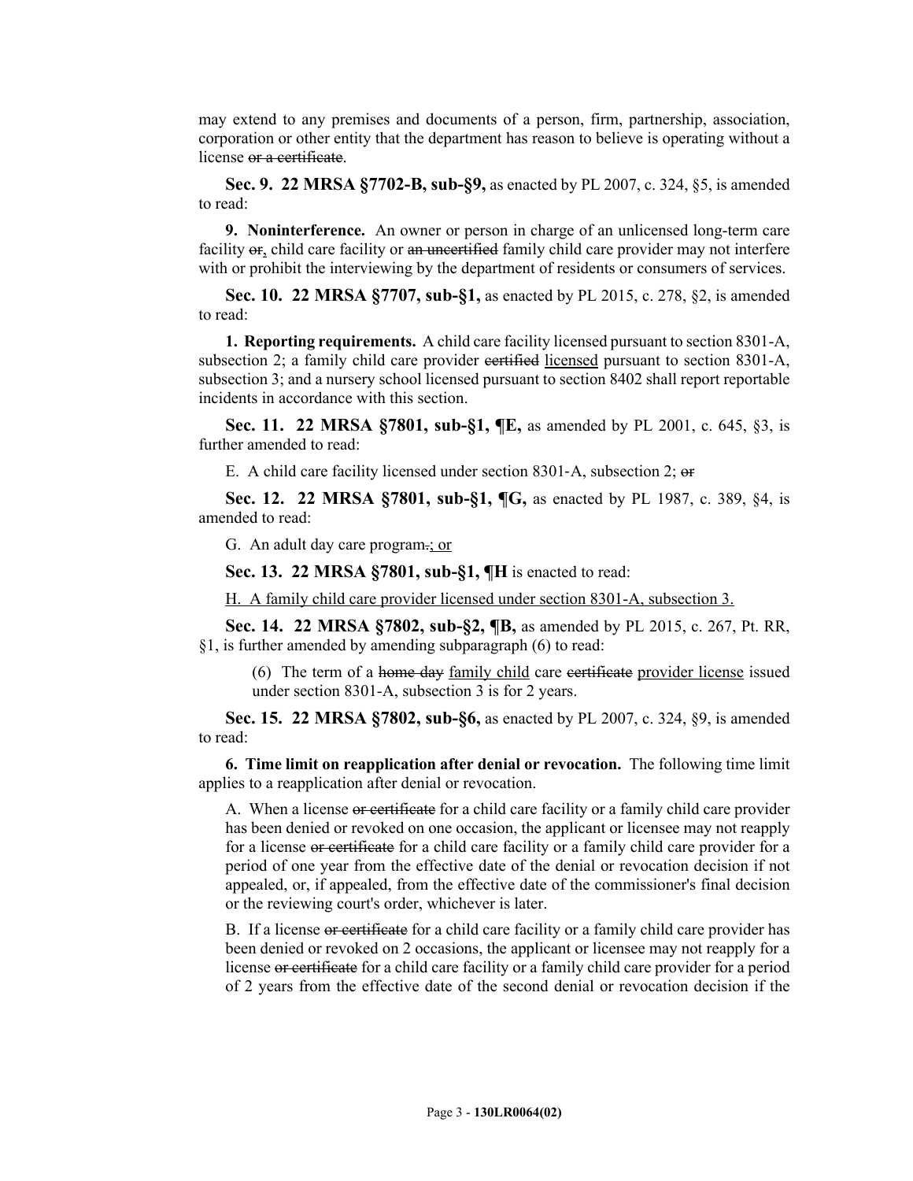may extend to any premises and documents of a person, firm, partnership, association, corporation or other entity that the department has reason to believe is operating without a license ~~or a certificate~~.

**Sec. 9. 22 MRSA §7702-B, sub-§9,** as enacted by PL 2007, c. 324, §5, is amended to read:

**9. Noninterference.** An owner or person in charge of an unlicensed long-term care facility ~~or~~, child care facility or ~~an uncertified~~ family child care provider may not interfere with or prohibit the interviewing by the department of residents or consumers of services.

**Sec. 10. 22 MRSA §7707, sub-§1,** as enacted by PL 2015, c. 278, §2, is amended to read:

**1. Reporting requirements.** A child care facility licensed pursuant to section 8301-A, subsection 2; a family child care provider ~~certified~~ licensed pursuant to section 8301-A, subsection 3; and a nursery school licensed pursuant to section 8402 shall report reportable incidents in accordance with this section.

**Sec. 11. 22 MRSA §7801, sub-§1, ¶E,** as amended by PL 2001, c. 645, §3, is further amended to read:

E. A child care facility licensed under section 8301-A, subsection 2; ~~or~~

**Sec. 12. 22 MRSA §7801, sub-§1, ¶G,** as enacted by PL 1987, c. 389, §4, is amended to read:

G. An adult day care program~~.~~; or

**Sec. 13. 22 MRSA §7801, sub-§1, ¶H** is enacted to read:

H. A family child care provider licensed under section 8301-A, subsection 3.

**Sec. 14. 22 MRSA §7802, sub-§2, ¶B,** as amended by PL 2015, c. 267, Pt. RR, §1, is further amended by amending subparagraph (6) to read:

(6) The term of a ~~home day~~ family child care ~~certificate~~ provider license issued under section 8301-A, subsection 3 is for 2 years.

**Sec. 15. 22 MRSA §7802, sub-§6,** as enacted by PL 2007, c. 324, §9, is amended to read:

**6. Time limit on reapplication after denial or revocation.** The following time limit applies to a reapplication after denial or revocation.

A. When a license ~~or certificate~~ for a child care facility or a family child care provider has been denied or revoked on one occasion, the applicant or licensee may not reapply for a license ~~or certificate~~ for a child care facility or a family child care provider for a period of one year from the effective date of the denial or revocation decision if not appealed, or, if appealed, from the effective date of the commissioner's final decision or the reviewing court's order, whichever is later.

B. If a license ~~or certificate~~ for a child care facility or a family child care provider has been denied or revoked on 2 occasions, the applicant or licensee may not reapply for a license ~~or certificate~~ for a child care facility or a family child care provider for a period of 2 years from the effective date of the second denial or revocation decision if the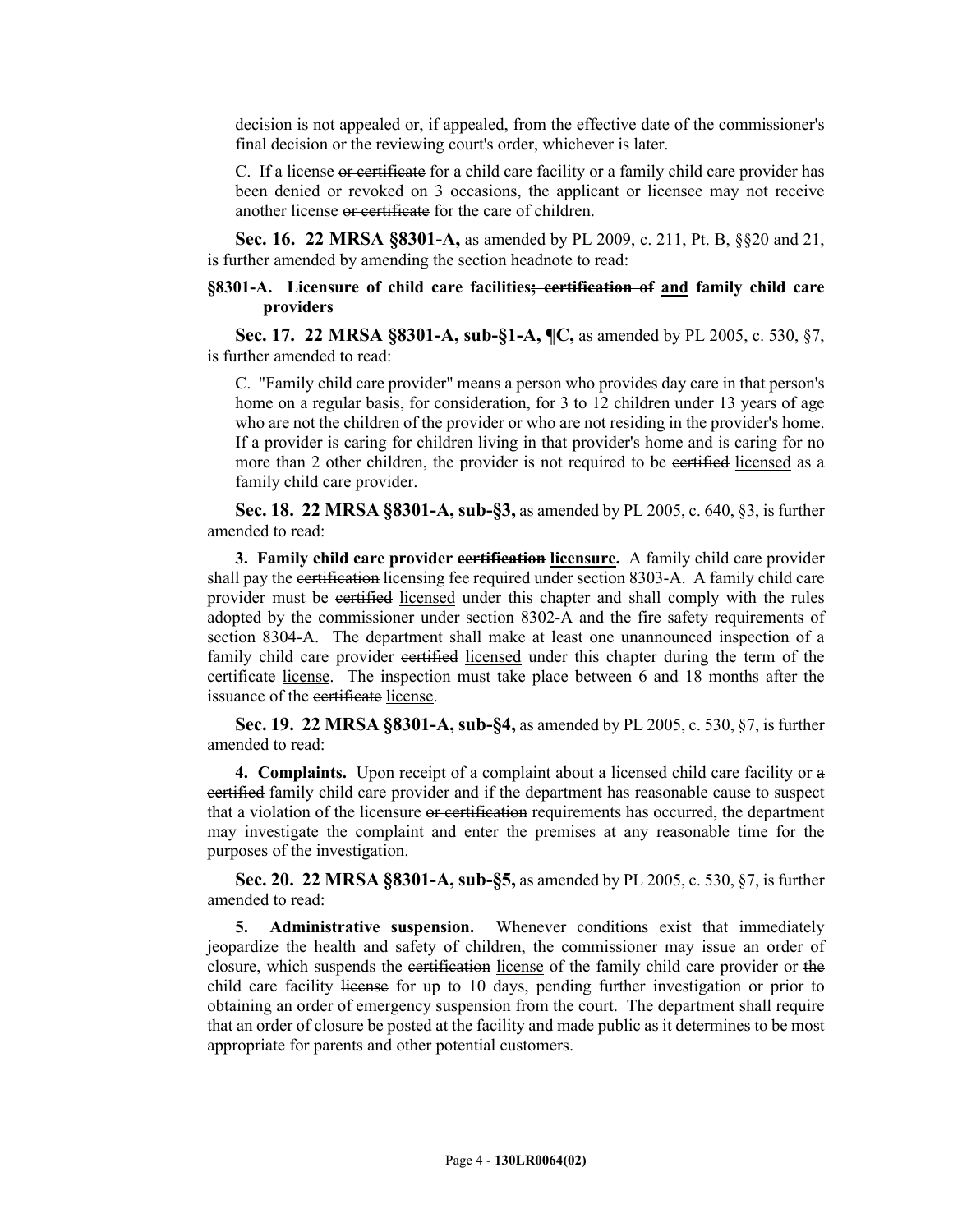decision is not appealed or, if appealed, from the effective date of the commissioner's final decision or the reviewing court's order, whichever is later.

C. If a license ~~or certificate~~ for a child care facility or a family child care provider has been denied or revoked on 3 occasions, the applicant or licensee may not receive another license ~~or certificate~~ for the care of children.

**Sec. 16. 22 MRSA §8301-A,** as amended by PL 2009, c. 211, Pt. B, §§20 and 21, is further amended by amending the section headnote to read:

**§8301-A. Licensure of child care facilities~~; certification of~~ <u>and</u> family child care providers**

**Sec. 17. 22 MRSA §8301-A, sub-§1-A, ¶C,** as amended by PL 2005, c. 530, §7, is further amended to read:

C. "Family child care provider" means a person who provides day care in that person's home on a regular basis, for consideration, for 3 to 12 children under 13 years of age who are not the children of the provider or who are not residing in the provider's home. If a provider is caring for children living in that provider's home and is caring for no more than 2 other children, the provider is not required to be ~~certified~~ <u>licensed</u> as a family child care provider.

**Sec. 18. 22 MRSA §8301-A, sub-§3,** as amended by PL 2005, c. 640, §3, is further amended to read:

**3. Family child care provider ~~certification~~ <u>licensure</u>.** A family child care provider shall pay the ~~certification~~ <u>licensing</u> fee required under section 8303-A. A family child care provider must be ~~certified~~ <u>licensed</u> under this chapter and shall comply with the rules adopted by the commissioner under section 8302-A and the fire safety requirements of section 8304-A. The department shall make at least one unannounced inspection of a family child care provider ~~certified~~ <u>licensed</u> under this chapter during the term of the ~~certificate~~ <u>license</u>. The inspection must take place between 6 and 18 months after the issuance of the ~~certificate~~ <u>license</u>.

**Sec. 19. 22 MRSA §8301-A, sub-§4,** as amended by PL 2005, c. 530, §7, is further amended to read:

**4. Complaints.** Upon receipt of a complaint about a licensed child care facility or ~~a certified~~ family child care provider and if the department has reasonable cause to suspect that a violation of the licensure ~~or certification~~ requirements has occurred, the department may investigate the complaint and enter the premises at any reasonable time for the purposes of the investigation.

**Sec. 20. 22 MRSA §8301-A, sub-§5,** as amended by PL 2005, c. 530, §7, is further amended to read:

**5. Administrative suspension.** Whenever conditions exist that immediately jeopardize the health and safety of children, the commissioner may issue an order of closure, which suspends the ~~certification~~ <u>license</u> of the family child care provider or ~~the~~ child care facility ~~license~~ for up to 10 days, pending further investigation or prior to obtaining an order of emergency suspension from the court. The department shall require that an order of closure be posted at the facility and made public as it determines to be most appropriate for parents and other potential customers.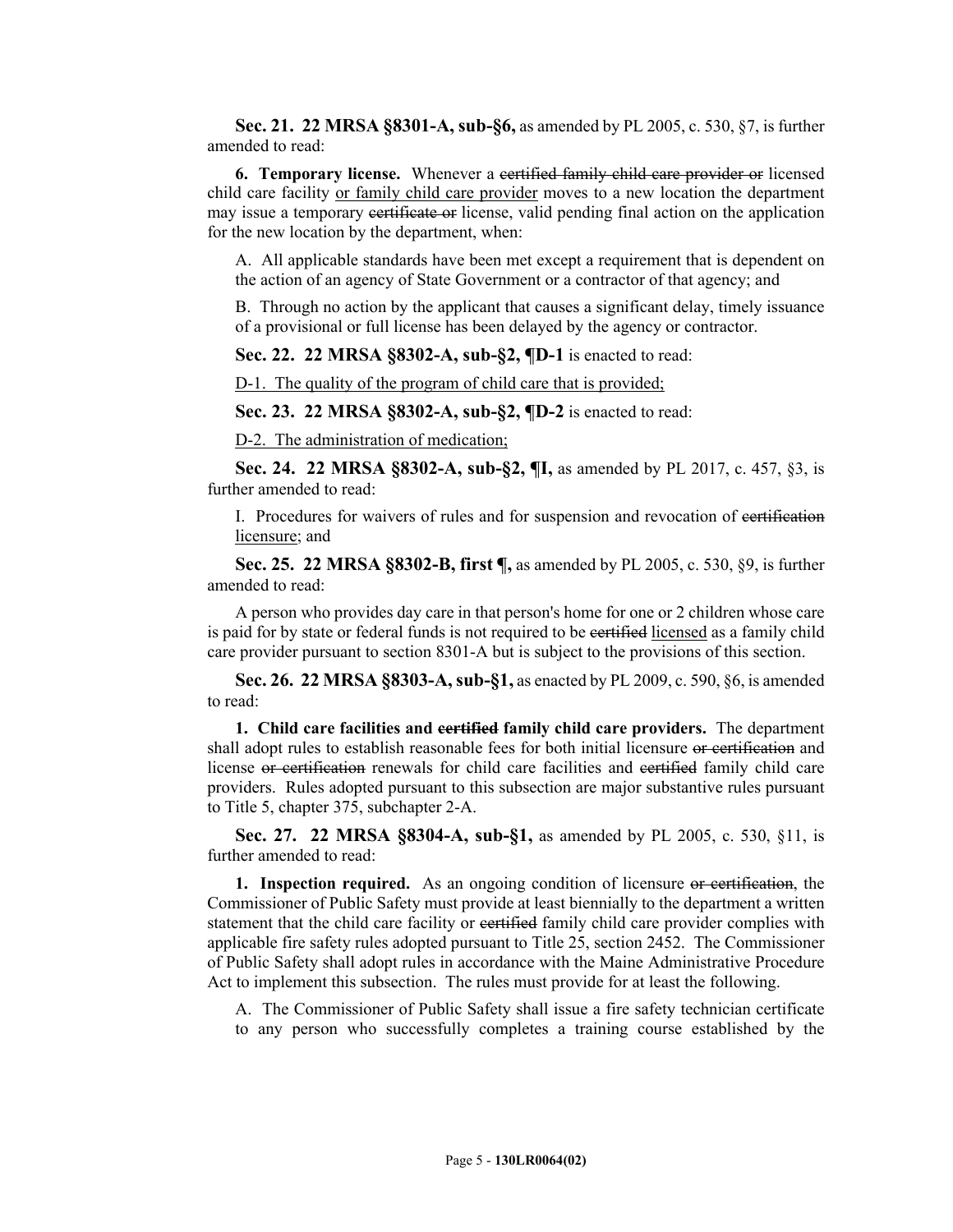**Sec. 21. 22 MRSA §8301-A, sub-§6,** as amended by PL 2005, c. 530, §7, is further amended to read:

**6. Temporary license.** Whenever a ~~certified family child care provider or~~ licensed child care facility <u>or family child care provider</u> moves to a new location the department may issue a temporary ~~certificate or~~ license, valid pending final action on the application for the new location by the department, when:

A. All applicable standards have been met except a requirement that is dependent on the action of an agency of State Government or a contractor of that agency; and

B. Through no action by the applicant that causes a significant delay, timely issuance of a provisional or full license has been delayed by the agency or contractor.

**Sec. 22. 22 MRSA §8302-A, sub-§2, ¶D-1** is enacted to read:

<u>D-1. The quality of the program of child care that is provided;</u>

**Sec. 23. 22 MRSA §8302-A, sub-§2, ¶D-2** is enacted to read:

<u>D-2. The administration of medication;</u>

**Sec. 24. 22 MRSA §8302-A, sub-§2, ¶I,** as amended by PL 2017, c. 457, §3, is further amended to read:

I. Procedures for waivers of rules and for suspension and revocation of ~~certification~~ <u>licensure</u>; and

**Sec. 25. 22 MRSA §8302-B, first ¶,** as amended by PL 2005, c. 530, §9, is further amended to read:

A person who provides day care in that person's home for one or 2 children whose care is paid for by state or federal funds is not required to be ~~certified~~ <u>licensed</u> as a family child care provider pursuant to section 8301-A but is subject to the provisions of this section.

**Sec. 26. 22 MRSA §8303-A, sub-§1,** as enacted by PL 2009, c. 590, §6, is amended to read:

**1. Child care facilities and ~~certified~~ family child care providers.** The department shall adopt rules to establish reasonable fees for both initial licensure ~~or certification~~ and license ~~or certification~~ renewals for child care facilities and ~~certified~~ family child care providers. Rules adopted pursuant to this subsection are major substantive rules pursuant to Title 5, chapter 375, subchapter 2-A.

**Sec. 27. 22 MRSA §8304-A, sub-§1,** as amended by PL 2005, c. 530, §11, is further amended to read:

**1. Inspection required.** As an ongoing condition of licensure ~~or certification~~, the Commissioner of Public Safety must provide at least biennially to the department a written statement that the child care facility or ~~certified~~ family child care provider complies with applicable fire safety rules adopted pursuant to Title 25, section 2452. The Commissioner of Public Safety shall adopt rules in accordance with the Maine Administrative Procedure Act to implement this subsection. The rules must provide for at least the following.

A. The Commissioner of Public Safety shall issue a fire safety technician certificate to any person who successfully completes a training course established by the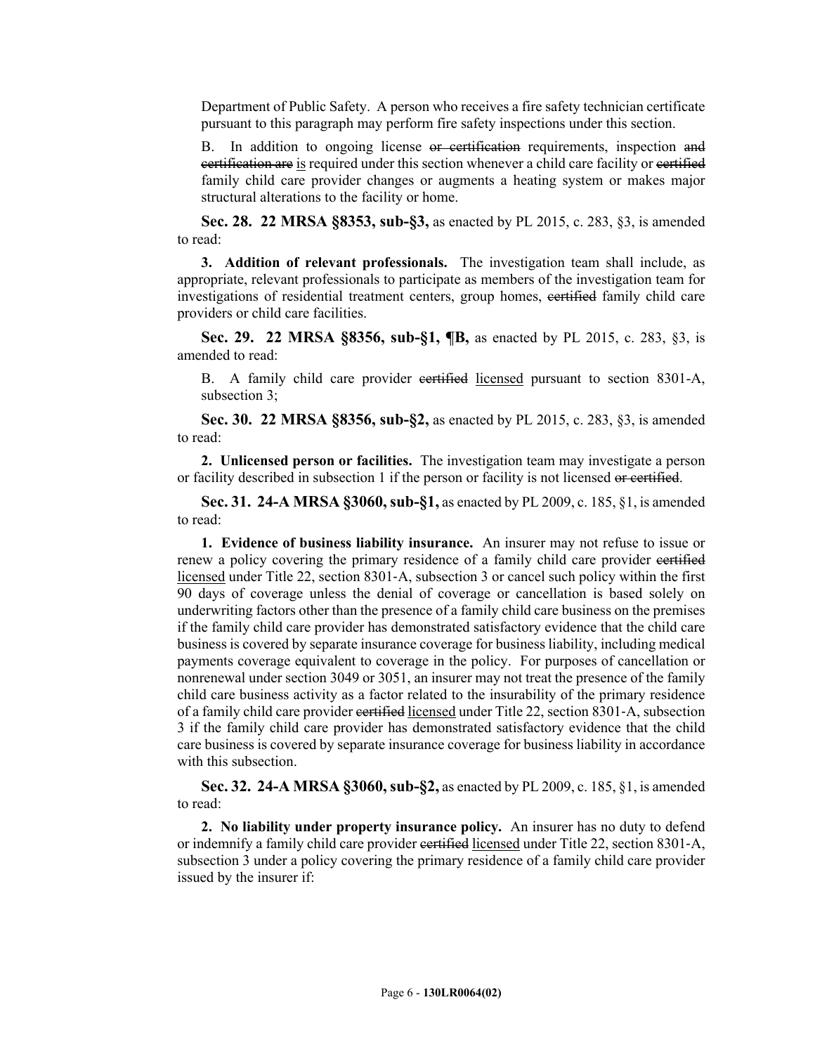Department of Public Safety. A person who receives a fire safety technician certificate pursuant to this paragraph may perform fire safety inspections under this section.

B. In addition to ongoing license ~~or certification~~ requirements, inspection ~~and certification are~~ <u>is</u> required under this section whenever a child care facility or ~~certified~~ family child care provider changes or augments a heating system or makes major structural alterations to the facility or home.

**Sec. 28. 22 MRSA §8353, sub-§3,** as enacted by PL 2015, c. 283, §3, is amended to read:

**3. Addition of relevant professionals.** The investigation team shall include, as appropriate, relevant professionals to participate as members of the investigation team for investigations of residential treatment centers, group homes, ~~certified~~ family child care providers or child care facilities.

**Sec. 29. 22 MRSA §8356, sub-§1, ¶B,** as enacted by PL 2015, c. 283, §3, is amended to read:

B. A family child care provider ~~certified~~ <u>licensed</u> pursuant to section 8301-A, subsection 3;

**Sec. 30. 22 MRSA §8356, sub-§2,** as enacted by PL 2015, c. 283, §3, is amended to read:

**2. Unlicensed person or facilities.** The investigation team may investigate a person or facility described in subsection 1 if the person or facility is not licensed ~~or certified~~.

**Sec. 31. 24-A MRSA §3060, sub-§1,** as enacted by PL 2009, c. 185, §1, is amended to read:

**1. Evidence of business liability insurance.** An insurer may not refuse to issue or renew a policy covering the primary residence of a family child care provider ~~certified~~ <u>licensed</u> under Title 22, section 8301-A, subsection 3 or cancel such policy within the first 90 days of coverage unless the denial of coverage or cancellation is based solely on underwriting factors other than the presence of a family child care business on the premises if the family child care provider has demonstrated satisfactory evidence that the child care business is covered by separate insurance coverage for business liability, including medical payments coverage equivalent to coverage in the policy. For purposes of cancellation or nonrenewal under section 3049 or 3051, an insurer may not treat the presence of the family child care business activity as a factor related to the insurability of the primary residence of a family child care provider ~~certified~~ <u>licensed</u> under Title 22, section 8301-A, subsection 3 if the family child care provider has demonstrated satisfactory evidence that the child care business is covered by separate insurance coverage for business liability in accordance with this subsection.

**Sec. 32. 24-A MRSA §3060, sub-§2,** as enacted by PL 2009, c. 185, §1, is amended to read:

**2. No liability under property insurance policy.** An insurer has no duty to defend or indemnify a family child care provider ~~certified~~ <u>licensed</u> under Title 22, section 8301-A, subsection 3 under a policy covering the primary residence of a family child care provider issued by the insurer if: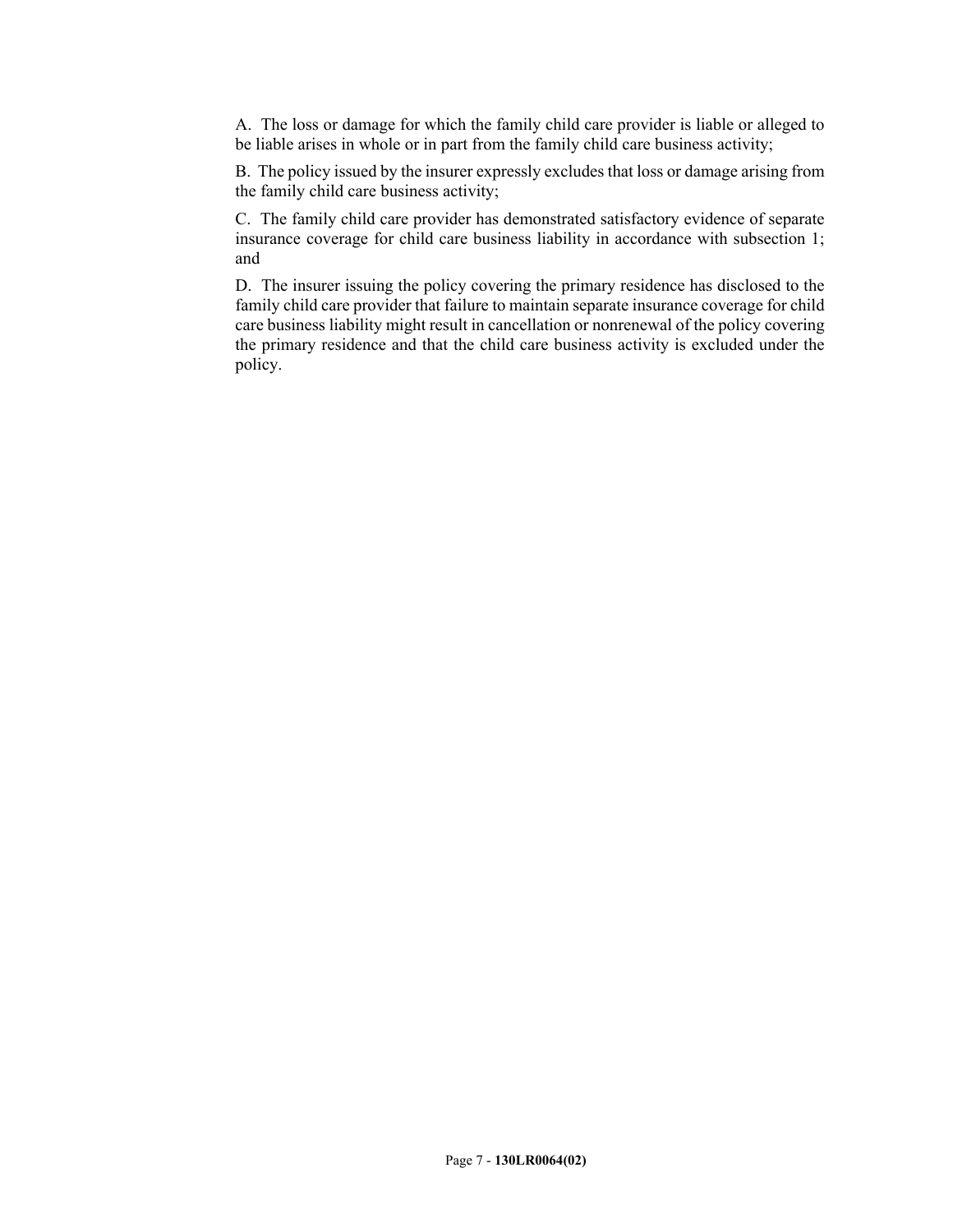A. The loss or damage for which the family child care provider is liable or alleged to be liable arises in whole or in part from the family child care business activity;

B. The policy issued by the insurer expressly excludes that loss or damage arising from the family child care business activity;

C. The family child care provider has demonstrated satisfactory evidence of separate insurance coverage for child care business liability in accordance with subsection 1; and

D. The insurer issuing the policy covering the primary residence has disclosed to the family child care provider that failure to maintain separate insurance coverage for child care business liability might result in cancellation or nonrenewal of the policy covering the primary residence and that the child care business activity is excluded under the policy.